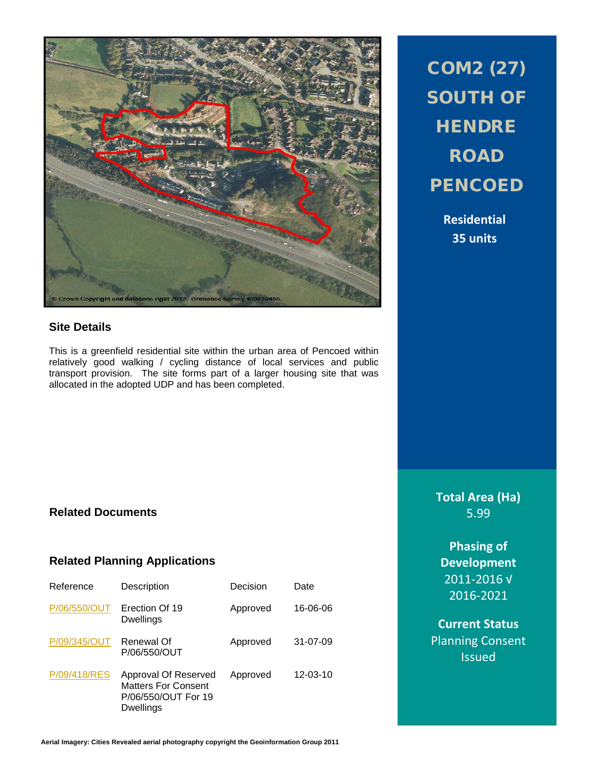# COM2 (27) SOUTH OF HENDRE ROAD PENCOED

**Residential**
**35 units**

© Crown Copyright and database right 2012. Ordnance Survey 100023405.

## Site Details

This is a greenfield residential site within the urban area of Pencoed within relatively good walking / cycling distance of local services and public transport provision. The site forms part of a larger housing site that was allocated in the adopted UDP and has been completed.

**Total Area (Ha)**
5.99

**Phasing of Development**
2011-2016 √
2016-2021

**Current Status**
Planning Consent Issued

## Related Documents

## Related Planning Applications

| Reference | Description | Decision | Date |
|---|---|---|---|
| P/06/550/OUT | Erection Of 19 Dwellings | Approved | 16-06-06 |
| P/09/345/OUT | Renewal Of P/06/550/OUT | Approved | 31-07-09 |
| P/09/418/RES | Approval Of Reserved Matters For Consent P/06/550/OUT For 19 Dwellings | Approved | 12-03-10 |

**Aerial Imagery: Cities Revealed aerial photography copyright the Geoinformation Group 2011**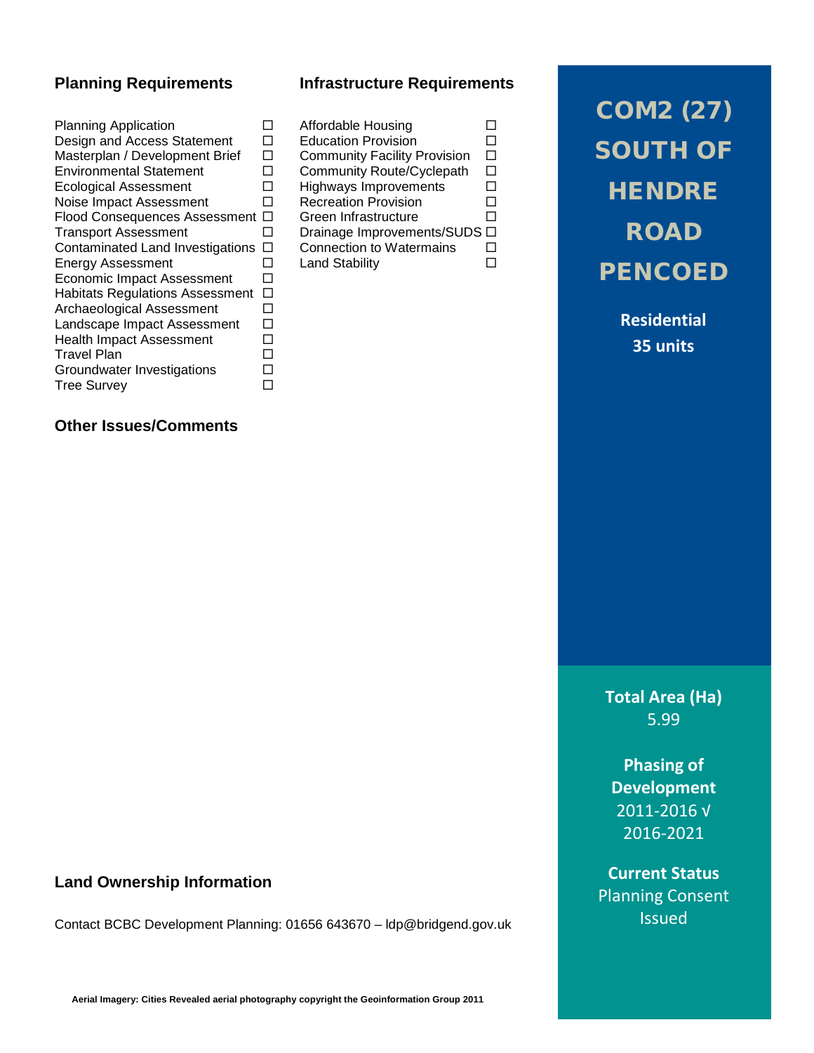## Planning Requirements

- Planning Application ☐
- Design and Access Statement ☐
- Masterplan / Development Brief ☐
- Environmental Statement ☐
- Ecological Assessment ☐
- Noise Impact Assessment ☐
- Flood Consequences Assessment ☐
- Transport Assessment ☐
- Contaminated Land Investigations ☐
- Energy Assessment ☐
- Economic Impact Assessment ☐
- Habitats Regulations Assessment ☐
- Archaeological Assessment ☐
- Landscape Impact Assessment ☐
- Health Impact Assessment ☐
- Travel Plan ☐
- Groundwater Investigations ☐
- Tree Survey ☐

## Infrastructure Requirements

- Affordable Housing ☐
- Education Provision ☐
- Community Facility Provision ☐
- Community Route/Cyclepath ☐
- Highways Improvements ☐
- Recreation Provision ☐
- Green Infrastructure ☐
- Drainage Improvements/SUDS ☐
- Connection to Watermains ☐
- Land Stability ☐

## Other Issues/Comments

## Land Ownership Information

Contact BCBC Development Planning: 01656 643670 – ldp@bridgend.gov.uk

**Aerial Imagery: Cities Revealed aerial photography copyright the Geoinformation Group 2011**

# COM2 (27) SOUTH OF HENDRE ROAD PENCOED

**Residential**
**35 units**

**Total Area (Ha)**
5.99

**Phasing of Development**
2011-2016 √
2016-2021

**Current Status**
Planning Consent Issued